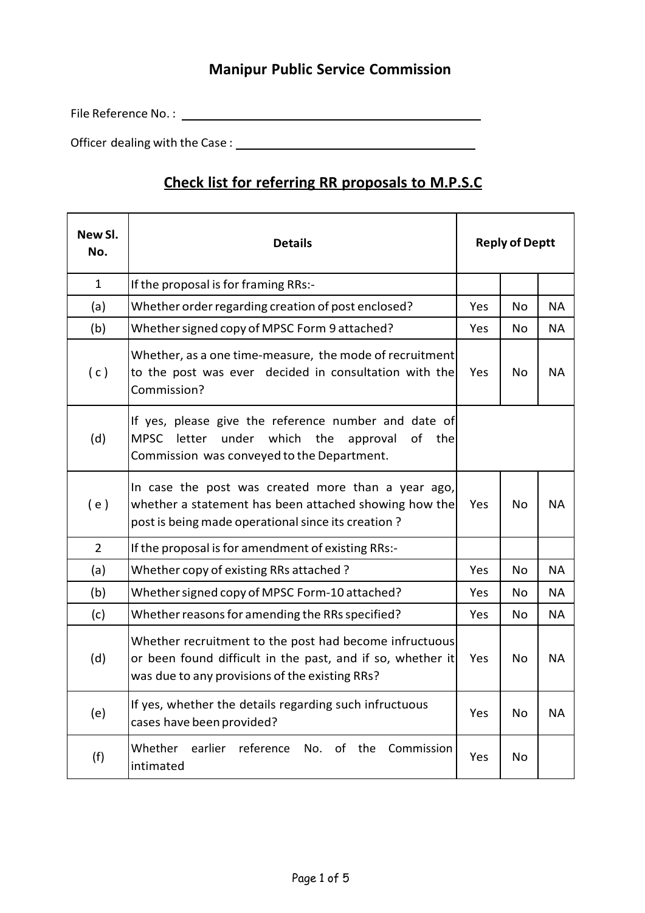# Manipur Public Service Commission

File Reference No. : ____________________________________________

Officer dealing with the Case : ____________________________________

## Check list for referring RR proposals to M.P.S.C

| New Sl. No. | Details | Reply of Deptt | | |
|---|---|---|---|---|
| 1 | If the proposal is for framing RRs:- | | | |
| (a) | Whether order regarding creation of post enclosed? | Yes | No | NA |
| (b) | Whether signed copy of MPSC Form 9 attached? | Yes | No | NA |
| ( c ) | Whether, as a one time-measure, the mode of recruitment to the post was ever decided in consultation with the Commission? | Yes | No | NA |
| (d) | If yes, please give the reference number and date of MPSC letter under which the approval of the Commission was conveyed to the Department. | | | |
| ( e ) | In case the post was created more than a year ago, whether a statement has been attached showing how the post is being made operational since its creation ? | Yes | No | NA |
| 2 | If the proposal is for amendment of existing RRs:- | | | |
| (a) | Whether copy of existing RRs attached ? | Yes | No | NA |
| (b) | Whether signed copy of MPSC Form-10 attached? | Yes | No | NA |
| (c) | Whether reasons for amending the RRs specified? | Yes | No | NA |
| (d) | Whether recruitment to the post had become infructuous or been found difficult in the past, and if so, whether it was due to any provisions of the existing RRs? | Yes | No | NA |
| (e) | If yes, whether the details regarding such infructuous cases have been provided? | Yes | No | NA |
| (f) | Whether earlier reference No. of the Commission intimated | Yes | No | |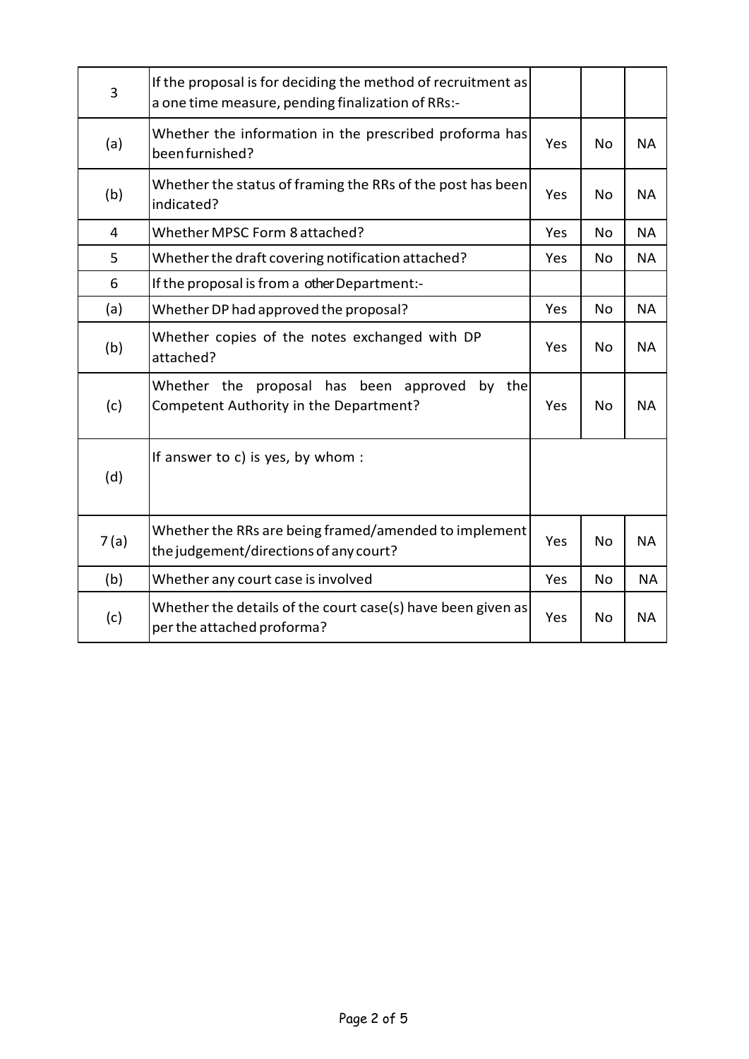| | | | | |
|---|---|---|---|---|
| 3 | If the proposal is for deciding the method of recruitment as a one time measure, pending finalization of RRs:- | | | |
| (a) | Whether the information in the prescribed proforma has been furnished? | Yes | No | NA |
| (b) | Whether the status of framing the RRs of the post has been indicated? | Yes | No | NA |
| 4 | Whether MPSC Form 8 attached? | Yes | No | NA |
| 5 | Whether the draft covering notification attached? | Yes | No | NA |
| 6 | If the proposal is from a other Department:- | | | |
| (a) | Whether DP had approved the proposal? | Yes | No | NA |
| (b) | Whether copies of the notes exchanged with DP attached? | Yes | No | NA |
| (c) | Whether the proposal has been approved by the Competent Authority in the Department? | Yes | No | NA |
| (d) | If answer to c) is yes, by whom : | | | |
| 7 (a) | Whether the RRs are being framed/amended to implement the judgement/directions of any court? | Yes | No | NA |
| (b) | Whether any court case is involved | Yes | No | NA |
| (c) | Whether the details of the court case(s) have been given as per the attached proforma? | Yes | No | NA |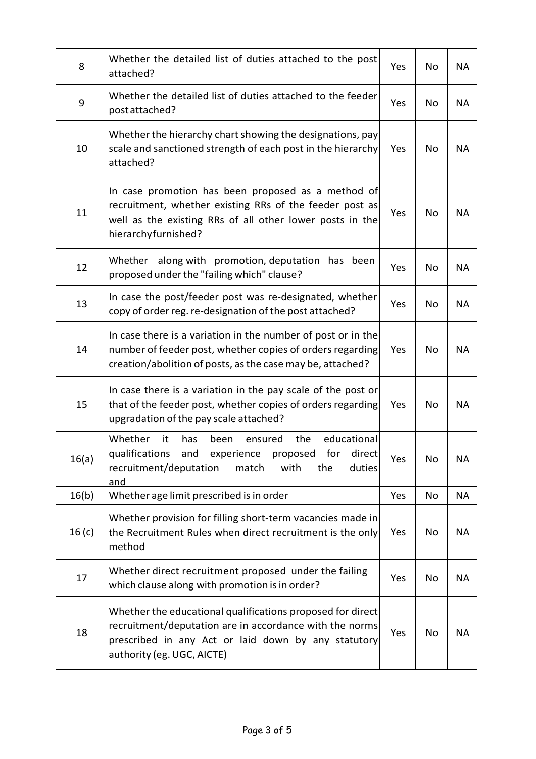| | | | | |
|---|---|---|---|---|
| 8 | Whether the detailed list of duties attached to the post attached? | Yes | No | NA |
| 9 | Whether the detailed list of duties attached to the feeder post attached? | Yes | No | NA |
| 10 | Whether the hierarchy chart showing the designations, pay scale and sanctioned strength of each post in the hierarchy attached? | Yes | No | NA |
| 11 | In case promotion has been proposed as a method of recruitment, whether existing RRs of the feeder post as well as the existing RRs of all other lower posts in the hierarchy furnished? | Yes | No | NA |
| 12 | Whether along with promotion, deputation has been proposed under the "failing which" clause? | Yes | No | NA |
| 13 | In case the post/feeder post was re-designated, whether copy of order reg. re-designation of the post attached? | Yes | No | NA |
| 14 | In case there is a variation in the number of post or in the number of feeder post, whether copies of orders regarding creation/abolition of posts, as the case may be, attached? | Yes | No | NA |
| 15 | In case there is a variation in the pay scale of the post or that of the feeder post, whether copies of orders regarding upgradation of the pay scale attached? | Yes | No | NA |
| 16(a) | Whether it has been ensured the educational qualifications and experience proposed for direct recruitment/deputation match with the duties and | Yes | No | NA |
| 16(b) | Whether age limit prescribed is in order | Yes | No | NA |
| 16 (c) | Whether provision for filling short-term vacancies made in the Recruitment Rules when direct recruitment is the only method | Yes | No | NA |
| 17 | Whether direct recruitment proposed under the failing which clause along with promotion is in order? | Yes | No | NA |
| 18 | Whether the educational qualifications proposed for direct recruitment/deputation are in accordance with the norms prescribed in any Act or laid down by any statutory authority (eg. UGC, AICTE) | Yes | No | NA |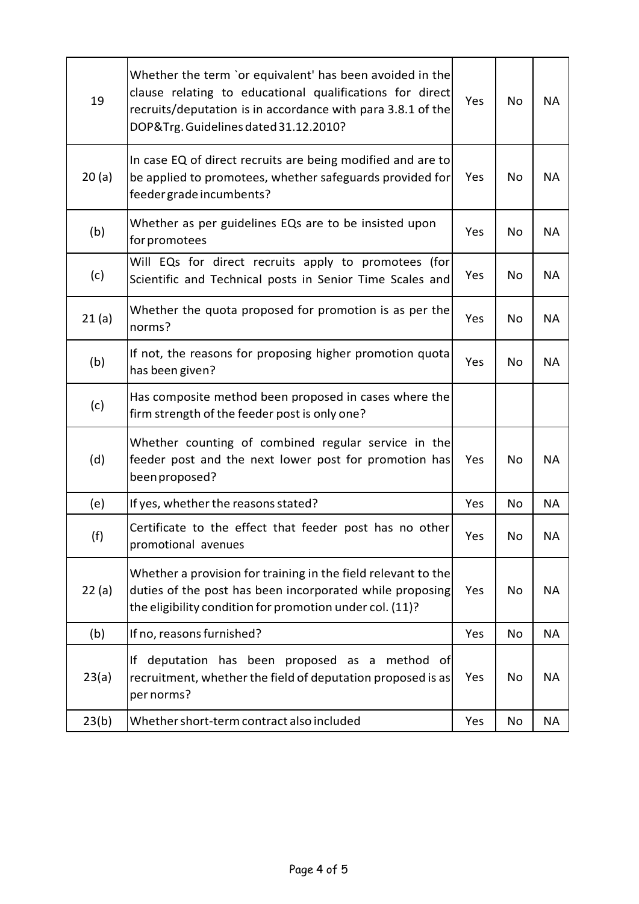| 19 | Whether the term `or equivalent' has been avoided in the clause relating to educational qualifications for direct recruits/deputation is in accordance with para 3.8.1 of the DOP&Trg. Guidelines dated 31.12.2010? | Yes | No | NA |
|---|---|---|---|---|
| 20 (a) | In case EQ of direct recruits are being modified and are to be applied to promotees, whether safeguards provided for feeder grade incumbents? | Yes | No | NA |
| (b) | Whether as per guidelines EQs are to be insisted upon for promotees | Yes | No | NA |
| (c) | Will EQs for direct recruits apply to promotees (for Scientific and Technical posts in Senior Time Scales and | Yes | No | NA |
| 21 (a) | Whether the quota proposed for promotion is as per the norms? | Yes | No | NA |
| (b) | If not, the reasons for proposing higher promotion quota has been given? | Yes | No | NA |
| (c) | Has composite method been proposed in cases where the firm strength of the feeder post is only one? | | | |
| (d) | Whether counting of combined regular service in the feeder post and the next lower post for promotion has been proposed? | Yes | No | NA |
| (e) | If yes, whether the reasons stated? | Yes | No | NA |
| (f) | Certificate to the effect that feeder post has no other promotional avenues | Yes | No | NA |
| 22 (a) | Whether a provision for training in the field relevant to the duties of the post has been incorporated while proposing the eligibility condition for promotion under col. (11)? | Yes | No | NA |
| (b) | If no, reasons furnished? | Yes | No | NA |
| 23(a) | If deputation has been proposed as a method of recruitment, whether the field of deputation proposed is as per norms? | Yes | No | NA |
| 23(b) | Whether short-term contract also included | Yes | No | NA |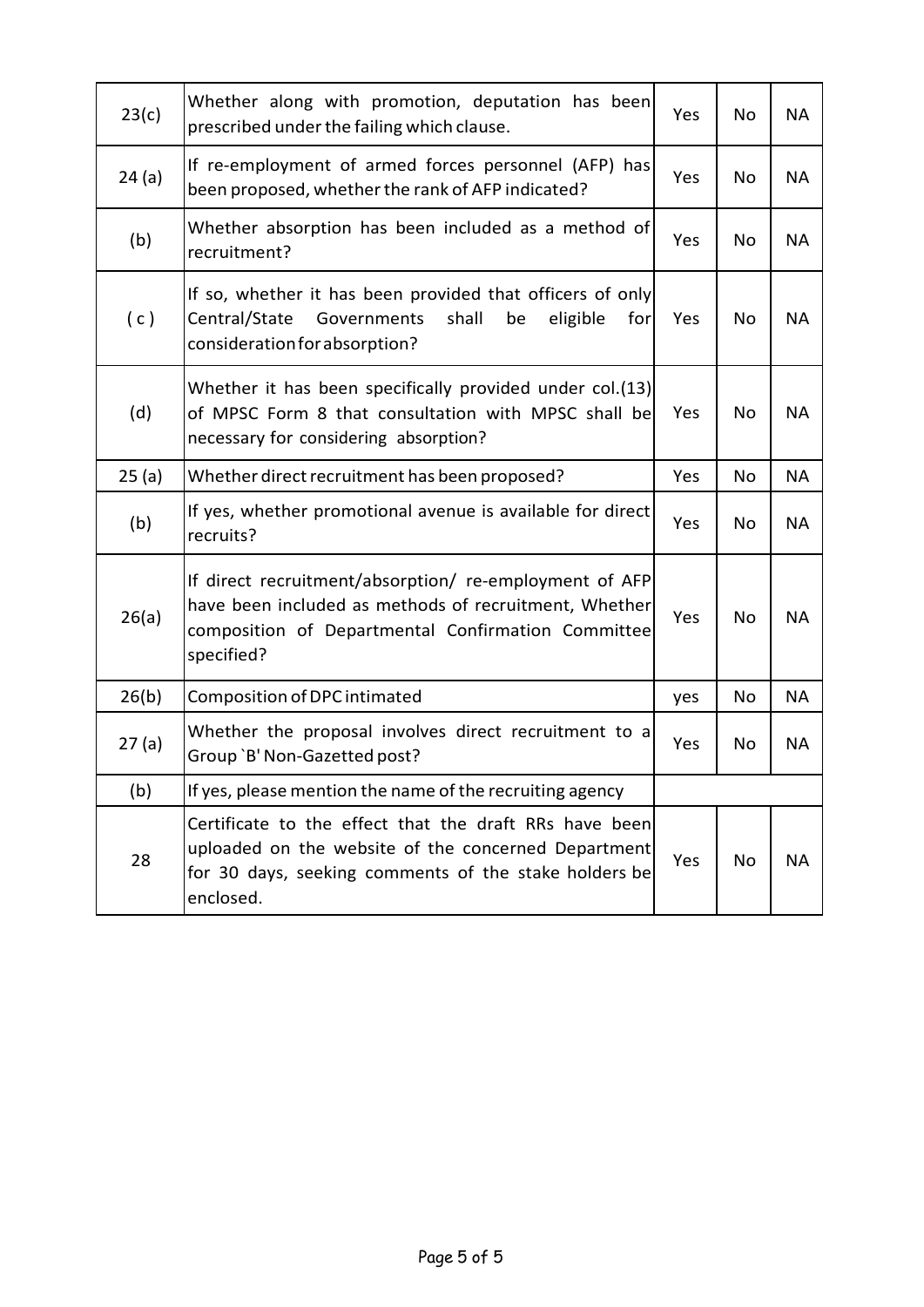| | | | | |
|---|---|---|---|---|
| 23(c) | Whether along with promotion, deputation has been prescribed under the failing which clause. | Yes | No | NA |
| 24 (a) | If re-employment of armed forces personnel (AFP) has been proposed, whether the rank of AFP indicated? | Yes | No | NA |
| (b) | Whether absorption has been included as a method of recruitment? | Yes | No | NA |
| ( c ) | If so, whether it has been provided that officers of only Central/State Governments shall be eligible for consideration for absorption? | Yes | No | NA |
| (d) | Whether it has been specifically provided under col.(13) of MPSC Form 8 that consultation with MPSC shall be necessary for considering absorption? | Yes | No | NA |
| 25 (a) | Whether direct recruitment has been proposed? | Yes | No | NA |
| (b) | If yes, whether promotional avenue is available for direct recruits? | Yes | No | NA |
| 26(a) | If direct recruitment/absorption/ re-employment of AFP have been included as methods of recruitment, Whether composition of Departmental Confirmation Committee specified? | Yes | No | NA |
| 26(b) | Composition of DPC intimated | yes | No | NA |
| 27 (a) | Whether the proposal involves direct recruitment to a Group `B' Non-Gazetted post? | Yes | No | NA |
| (b) | If yes, please mention the name of the recruiting agency | | | |
| 28 | Certificate to the effect that the draft RRs have been uploaded on the website of the concerned Department for 30 days, seeking comments of the stake holders be enclosed. | Yes | No | NA |